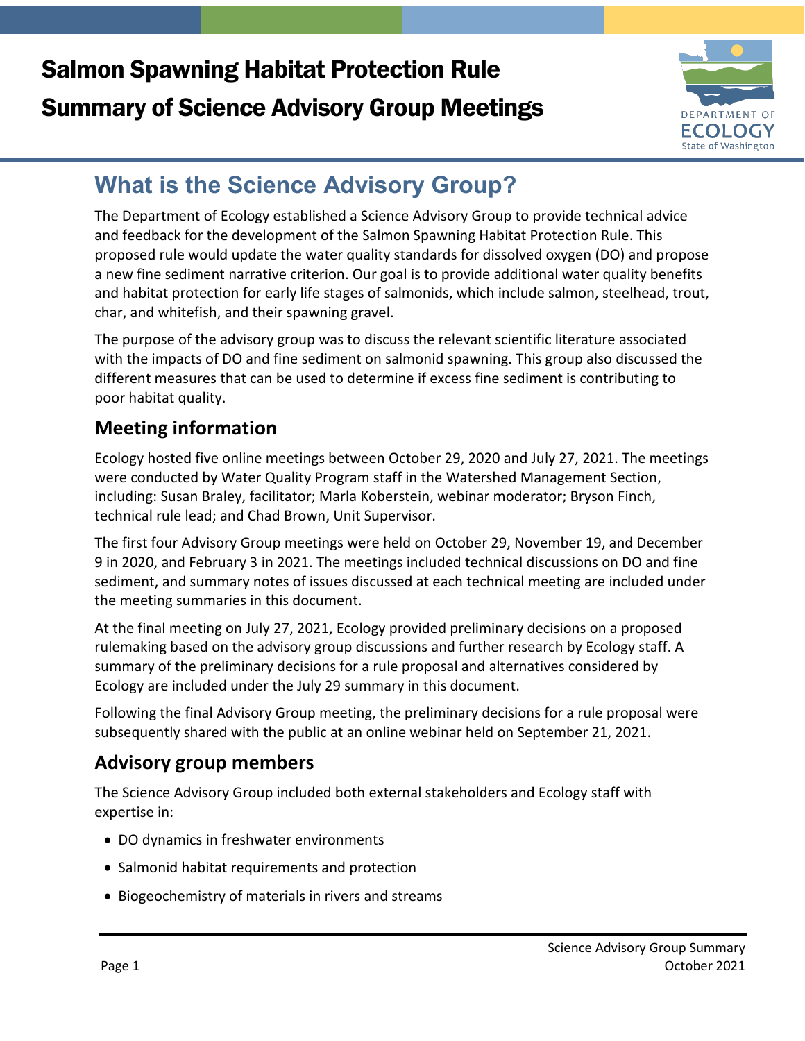# Salmon Spawning Habitat Protection Rule

# Summary of Science Advisory Group Meetings

DEPARTMENT OF ECOLOGY
State of Washington

## What is the Science Advisory Group?

The Department of Ecology established a Science Advisory Group to provide technical advice and feedback for the development of the Salmon Spawning Habitat Protection Rule. This proposed rule would update the water quality standards for dissolved oxygen (DO) and propose a new fine sediment narrative criterion. Our goal is to provide additional water quality benefits and habitat protection for early life stages of salmonids, which include salmon, steelhead, trout, char, and whitefish, and their spawning gravel.

The purpose of the advisory group was to discuss the relevant scientific literature associated with the impacts of DO and fine sediment on salmonid spawning. This group also discussed the different measures that can be used to determine if excess fine sediment is contributing to poor habitat quality.

### Meeting information

Ecology hosted five online meetings between October 29, 2020 and July 27, 2021. The meetings were conducted by Water Quality Program staff in the Watershed Management Section, including: Susan Braley, facilitator; Marla Koberstein, webinar moderator; Bryson Finch, technical rule lead; and Chad Brown, Unit Supervisor.

The first four Advisory Group meetings were held on October 29, November 19, and December 9 in 2020, and February 3 in 2021. The meetings included technical discussions on DO and fine sediment, and summary notes of issues discussed at each technical meeting are included under the meeting summaries in this document.

At the final meeting on July 27, 2021, Ecology provided preliminary decisions on a proposed rulemaking based on the advisory group discussions and further research by Ecology staff. A summary of the preliminary decisions for a rule proposal and alternatives considered by Ecology are included under the July 29 summary in this document.

Following the final Advisory Group meeting, the preliminary decisions for a rule proposal were subsequently shared with the public at an online webinar held on September 21, 2021.

### Advisory group members

The Science Advisory Group included both external stakeholders and Ecology staff with expertise in:

- DO dynamics in freshwater environments
- Salmonid habitat requirements and protection
- Biogeochemistry of materials in rivers and streams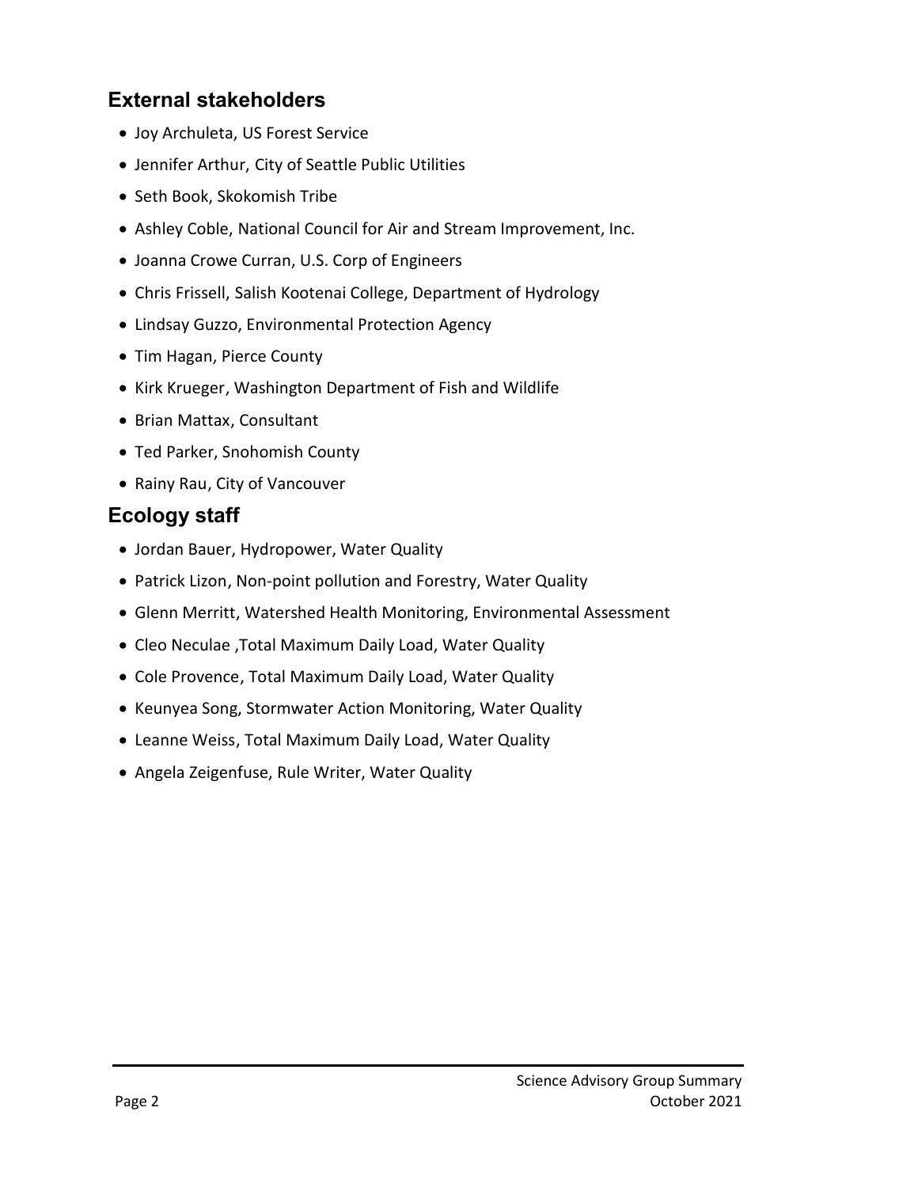## External stakeholders

- Joy Archuleta, US Forest Service
- Jennifer Arthur, City of Seattle Public Utilities
- Seth Book, Skokomish Tribe
- Ashley Coble, National Council for Air and Stream Improvement, Inc.
- Joanna Crowe Curran, U.S. Corp of Engineers
- Chris Frissell, Salish Kootenai College, Department of Hydrology
- Lindsay Guzzo, Environmental Protection Agency
- Tim Hagan, Pierce County
- Kirk Krueger, Washington Department of Fish and Wildlife
- Brian Mattax, Consultant
- Ted Parker, Snohomish County
- Rainy Rau, City of Vancouver

## Ecology staff

- Jordan Bauer, Hydropower, Water Quality
- Patrick Lizon, Non-point pollution and Forestry, Water Quality
- Glenn Merritt, Watershed Health Monitoring, Environmental Assessment
- Cleo Neculae ,Total Maximum Daily Load, Water Quality
- Cole Provence, Total Maximum Daily Load, Water Quality
- Keunyea Song, Stormwater Action Monitoring, Water Quality
- Leanne Weiss, Total Maximum Daily Load, Water Quality
- Angela Zeigenfuse, Rule Writer, Water Quality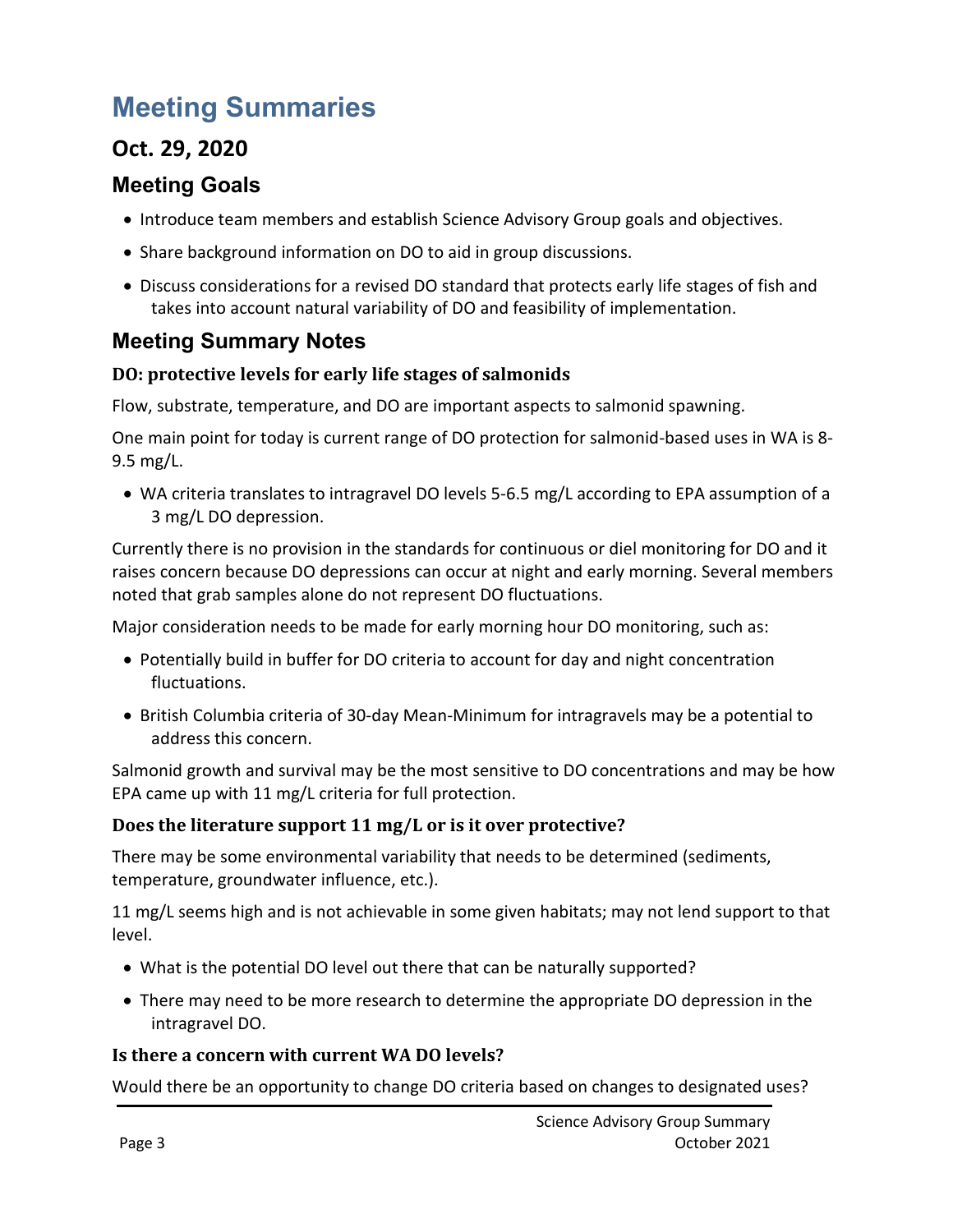# Meeting Summaries

## Oct. 29, 2020

## Meeting Goals

- Introduce team members and establish Science Advisory Group goals and objectives.
- Share background information on DO to aid in group discussions.
- Discuss considerations for a revised DO standard that protects early life stages of fish and takes into account natural variability of DO and feasibility of implementation.

## Meeting Summary Notes

### DO: protective levels for early life stages of salmonids

Flow, substrate, temperature, and DO are important aspects to salmonid spawning.

One main point for today is current range of DO protection for salmonid-based uses in WA is 8-9.5 mg/L.

- WA criteria translates to intragravel DO levels 5-6.5 mg/L according to EPA assumption of a 3 mg/L DO depression.

Currently there is no provision in the standards for continuous or diel monitoring for DO and it raises concern because DO depressions can occur at night and early morning. Several members noted that grab samples alone do not represent DO fluctuations.

Major consideration needs to be made for early morning hour DO monitoring, such as:

- Potentially build in buffer for DO criteria to account for day and night concentration fluctuations.
- British Columbia criteria of 30-day Mean-Minimum for intragravels may be a potential to address this concern.

Salmonid growth and survival may be the most sensitive to DO concentrations and may be how EPA came up with 11 mg/L criteria for full protection.

### Does the literature support 11 mg/L or is it over protective?

There may be some environmental variability that needs to be determined (sediments, temperature, groundwater influence, etc.).

11 mg/L seems high and is not achievable in some given habitats; may not lend support to that level.

- What is the potential DO level out there that can be naturally supported?
- There may need to be more research to determine the appropriate DO depression in the intragravel DO.

### Is there a concern with current WA DO levels?

Would there be an opportunity to change DO criteria based on changes to designated uses?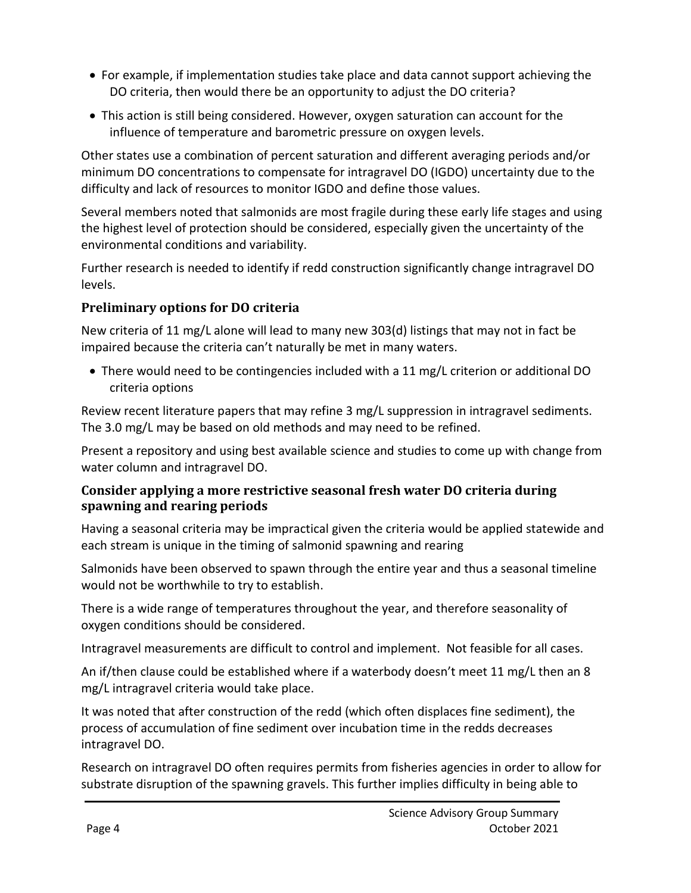- For example, if implementation studies take place and data cannot support achieving the DO criteria, then would there be an opportunity to adjust the DO criteria?
- This action is still being considered. However, oxygen saturation can account for the influence of temperature and barometric pressure on oxygen levels.

Other states use a combination of percent saturation and different averaging periods and/or minimum DO concentrations to compensate for intragravel DO (IGDO) uncertainty due to the difficulty and lack of resources to monitor IGDO and define those values.

Several members noted that salmonids are most fragile during these early life stages and using the highest level of protection should be considered, especially given the uncertainty of the environmental conditions and variability.

Further research is needed to identify if redd construction significantly change intragravel DO levels.

### Preliminary options for DO criteria

New criteria of 11 mg/L alone will lead to many new 303(d) listings that may not in fact be impaired because the criteria can't naturally be met in many waters.

- There would need to be contingencies included with a 11 mg/L criterion or additional DO criteria options

Review recent literature papers that may refine 3 mg/L suppression in intragravel sediments. The 3.0 mg/L may be based on old methods and may need to be refined.

Present a repository and using best available science and studies to come up with change from water column and intragravel DO.

### Consider applying a more restrictive seasonal fresh water DO criteria during spawning and rearing periods

Having a seasonal criteria may be impractical given the criteria would be applied statewide and each stream is unique in the timing of salmonid spawning and rearing

Salmonids have been observed to spawn through the entire year and thus a seasonal timeline would not be worthwhile to try to establish.

There is a wide range of temperatures throughout the year, and therefore seasonality of oxygen conditions should be considered.

Intragravel measurements are difficult to control and implement. Not feasible for all cases.

An if/then clause could be established where if a waterbody doesn't meet 11 mg/L then an 8 mg/L intragravel criteria would take place.

It was noted that after construction of the redd (which often displaces fine sediment), the process of accumulation of fine sediment over incubation time in the redds decreases intragravel DO.

Research on intragravel DO often requires permits from fisheries agencies in order to allow for substrate disruption of the spawning gravels. This further implies difficulty in being able to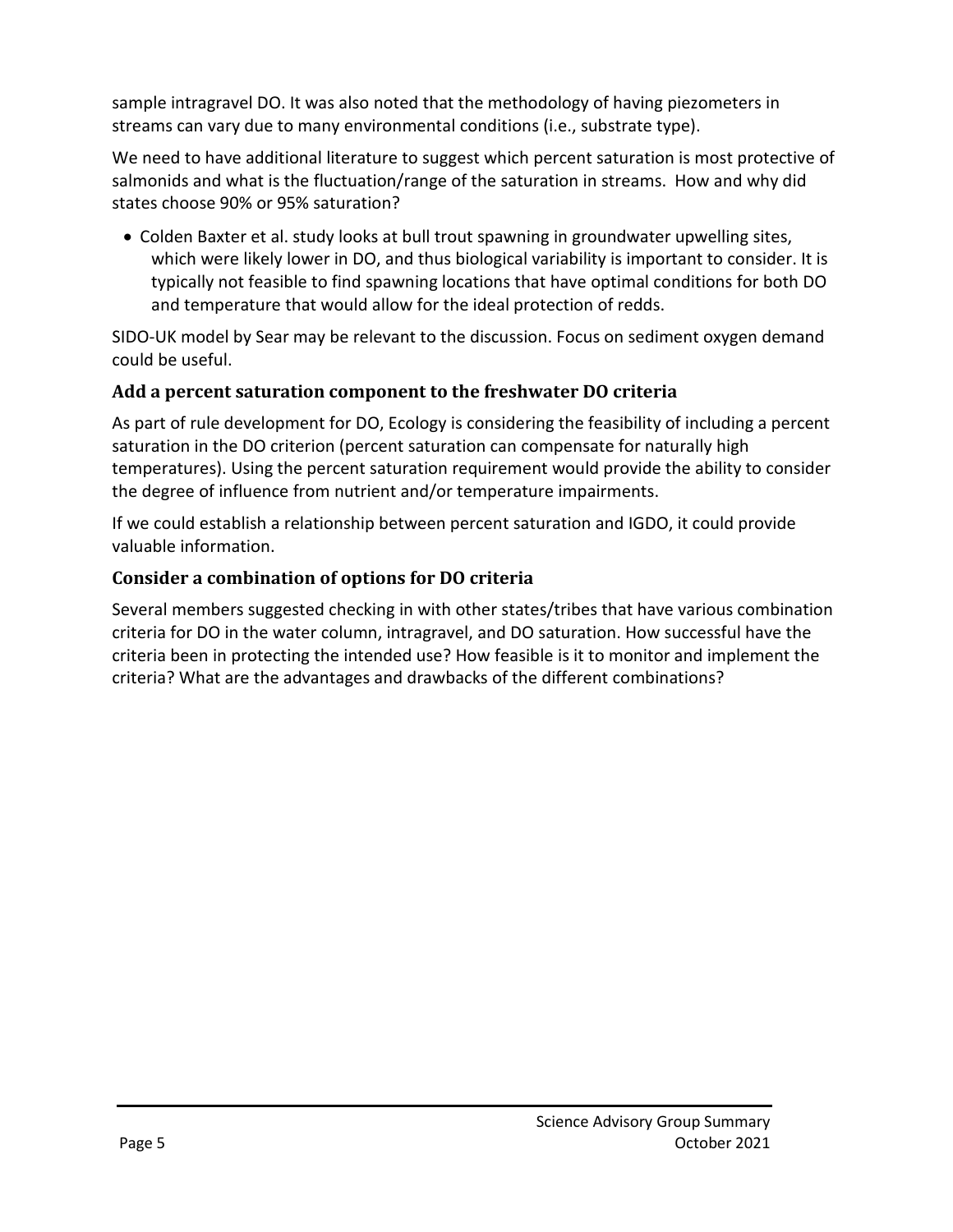sample intragravel DO. It was also noted that the methodology of having piezometers in streams can vary due to many environmental conditions (i.e., substrate type).

We need to have additional literature to suggest which percent saturation is most protective of salmonids and what is the fluctuation/range of the saturation in streams. How and why did states choose 90% or 95% saturation?

- Colden Baxter et al. study looks at bull trout spawning in groundwater upwelling sites, which were likely lower in DO, and thus biological variability is important to consider. It is typically not feasible to find spawning locations that have optimal conditions for both DO and temperature that would allow for the ideal protection of redds.

SIDO-UK model by Sear may be relevant to the discussion. Focus on sediment oxygen demand could be useful.

### Add a percent saturation component to the freshwater DO criteria

As part of rule development for DO, Ecology is considering the feasibility of including a percent saturation in the DO criterion (percent saturation can compensate for naturally high temperatures). Using the percent saturation requirement would provide the ability to consider the degree of influence from nutrient and/or temperature impairments.

If we could establish a relationship between percent saturation and IGDO, it could provide valuable information.

### Consider a combination of options for DO criteria

Several members suggested checking in with other states/tribes that have various combination criteria for DO in the water column, intragravel, and DO saturation. How successful have the criteria been in protecting the intended use? How feasible is it to monitor and implement the criteria? What are the advantages and drawbacks of the different combinations?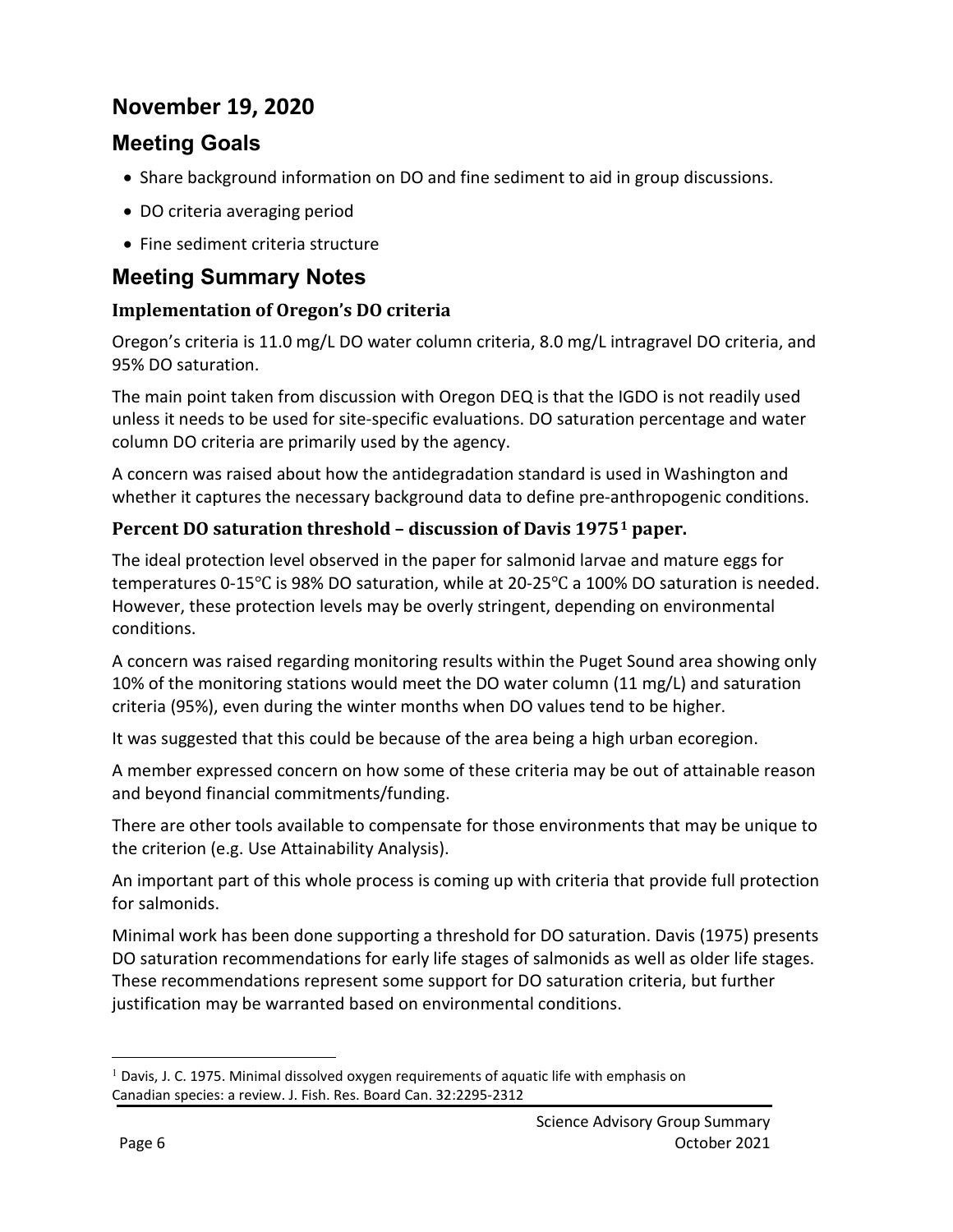## November 19, 2020

## Meeting Goals

- Share background information on DO and fine sediment to aid in group discussions.
- DO criteria averaging period
- Fine sediment criteria structure

## Meeting Summary Notes

### Implementation of Oregon's DO criteria

Oregon's criteria is 11.0 mg/L DO water column criteria, 8.0 mg/L intragravel DO criteria, and 95% DO saturation.

The main point taken from discussion with Oregon DEQ is that the IGDO is not readily used unless it needs to be used for site-specific evaluations. DO saturation percentage and water column DO criteria are primarily used by the agency.

A concern was raised about how the antidegradation standard is used in Washington and whether it captures the necessary background data to define pre-anthropogenic conditions.

### Percent DO saturation threshold – discussion of Davis 1975[1] paper.

The ideal protection level observed in the paper for salmonid larvae and mature eggs for temperatures 0-15℃ is 98% DO saturation, while at 20-25℃ a 100% DO saturation is needed. However, these protection levels may be overly stringent, depending on environmental conditions.

A concern was raised regarding monitoring results within the Puget Sound area showing only 10% of the monitoring stations would meet the DO water column (11 mg/L) and saturation criteria (95%), even during the winter months when DO values tend to be higher.

It was suggested that this could be because of the area being a high urban ecoregion.

A member expressed concern on how some of these criteria may be out of attainable reason and beyond financial commitments/funding.

There are other tools available to compensate for those environments that may be unique to the criterion (e.g. Use Attainability Analysis).

An important part of this whole process is coming up with criteria that provide full protection for salmonids.

Minimal work has been done supporting a threshold for DO saturation. Davis (1975) presents DO saturation recommendations for early life stages of salmonids as well as older life stages. These recommendations represent some support for DO saturation criteria, but further justification may be warranted based on environmental conditions.

[1] Davis, J. C. 1975. Minimal dissolved oxygen requirements of aquatic life with emphasis on Canadian species: a review. J. Fish. Res. Board Can. 32:2295-2312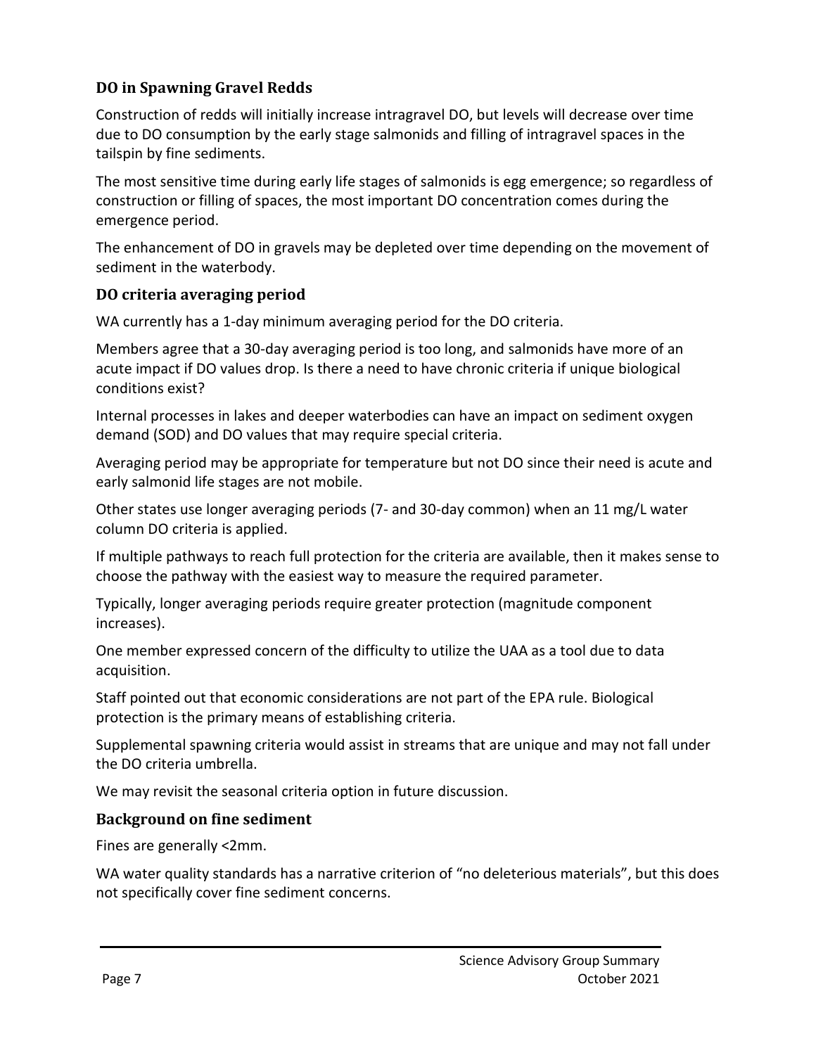### DO in Spawning Gravel Redds

Construction of redds will initially increase intragravel DO, but levels will decrease over time due to DO consumption by the early stage salmonids and filling of intragravel spaces in the tailspin by fine sediments.

The most sensitive time during early life stages of salmonids is egg emergence; so regardless of construction or filling of spaces, the most important DO concentration comes during the emergence period.

The enhancement of DO in gravels may be depleted over time depending on the movement of sediment in the waterbody.

### DO criteria averaging period

WA currently has a 1-day minimum averaging period for the DO criteria.

Members agree that a 30-day averaging period is too long, and salmonids have more of an acute impact if DO values drop. Is there a need to have chronic criteria if unique biological conditions exist?

Internal processes in lakes and deeper waterbodies can have an impact on sediment oxygen demand (SOD) and DO values that may require special criteria.

Averaging period may be appropriate for temperature but not DO since their need is acute and early salmonid life stages are not mobile.

Other states use longer averaging periods (7- and 30-day common) when an 11 mg/L water column DO criteria is applied.

If multiple pathways to reach full protection for the criteria are available, then it makes sense to choose the pathway with the easiest way to measure the required parameter.

Typically, longer averaging periods require greater protection (magnitude component increases).

One member expressed concern of the difficulty to utilize the UAA as a tool due to data acquisition.

Staff pointed out that economic considerations are not part of the EPA rule. Biological protection is the primary means of establishing criteria.

Supplemental spawning criteria would assist in streams that are unique and may not fall under the DO criteria umbrella.

We may revisit the seasonal criteria option in future discussion.

### Background on fine sediment

Fines are generally <2mm.

WA water quality standards has a narrative criterion of "no deleterious materials", but this does not specifically cover fine sediment concerns.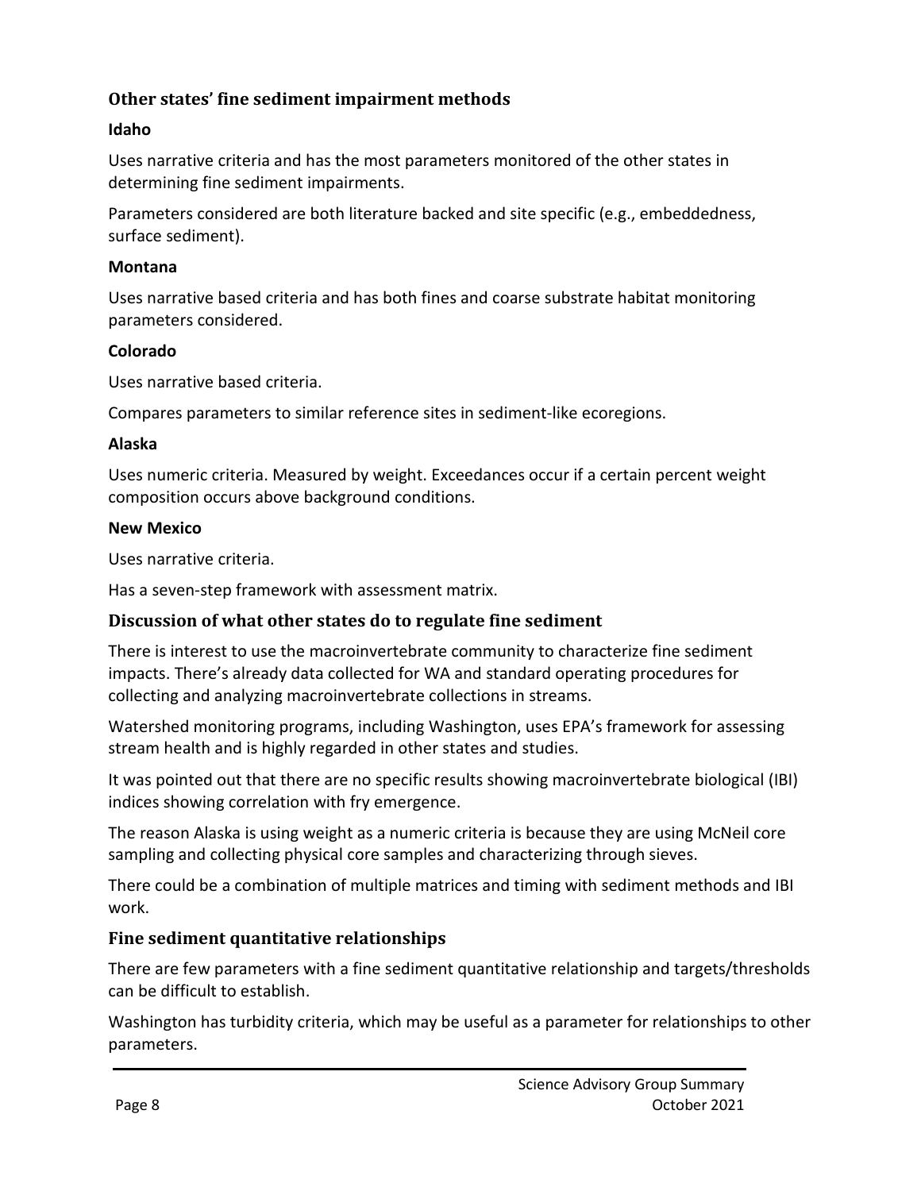## Other states' fine sediment impairment methods

### Idaho

Uses narrative criteria and has the most parameters monitored of the other states in determining fine sediment impairments.

Parameters considered are both literature backed and site specific (e.g., embeddedness, surface sediment).

### Montana

Uses narrative based criteria and has both fines and coarse substrate habitat monitoring parameters considered.

### Colorado

Uses narrative based criteria.

Compares parameters to similar reference sites in sediment-like ecoregions.

### Alaska

Uses numeric criteria. Measured by weight. Exceedances occur if a certain percent weight composition occurs above background conditions.

### New Mexico

Uses narrative criteria.

Has a seven-step framework with assessment matrix.

## Discussion of what other states do to regulate fine sediment

There is interest to use the macroinvertebrate community to characterize fine sediment impacts. There's already data collected for WA and standard operating procedures for collecting and analyzing macroinvertebrate collections in streams.

Watershed monitoring programs, including Washington, uses EPA's framework for assessing stream health and is highly regarded in other states and studies.

It was pointed out that there are no specific results showing macroinvertebrate biological (IBI) indices showing correlation with fry emergence.

The reason Alaska is using weight as a numeric criteria is because they are using McNeil core sampling and collecting physical core samples and characterizing through sieves.

There could be a combination of multiple matrices and timing with sediment methods and IBI work.

## Fine sediment quantitative relationships

There are few parameters with a fine sediment quantitative relationship and targets/thresholds can be difficult to establish.

Washington has turbidity criteria, which may be useful as a parameter for relationships to other parameters.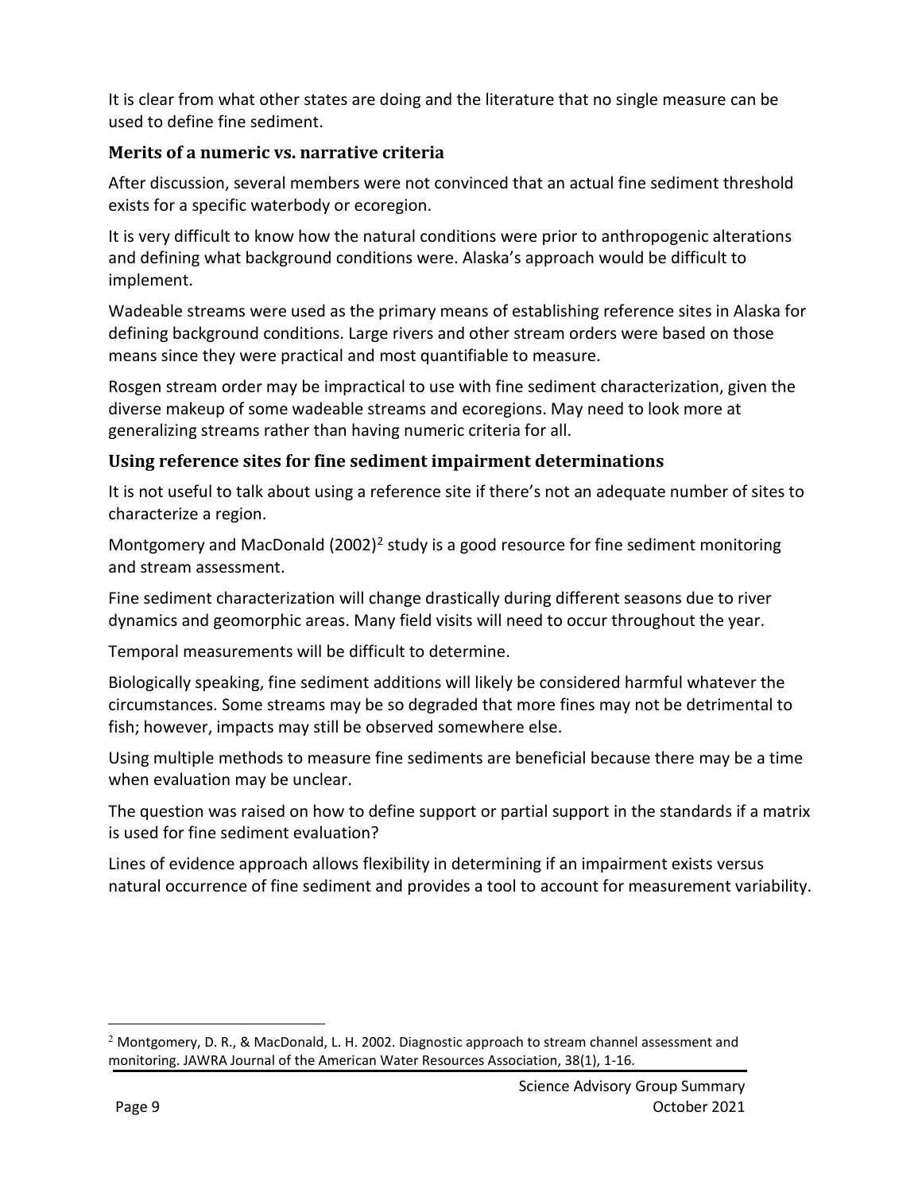It is clear from what other states are doing and the literature that no single measure can be used to define fine sediment.

### Merits of a numeric vs. narrative criteria

After discussion, several members were not convinced that an actual fine sediment threshold exists for a specific waterbody or ecoregion.

It is very difficult to know how the natural conditions were prior to anthropogenic alterations and defining what background conditions were. Alaska's approach would be difficult to implement.

Wadeable streams were used as the primary means of establishing reference sites in Alaska for defining background conditions. Large rivers and other stream orders were based on those means since they were practical and most quantifiable to measure.

Rosgen stream order may be impractical to use with fine sediment characterization, given the diverse makeup of some wadeable streams and ecoregions. May need to look more at generalizing streams rather than having numeric criteria for all.

### Using reference sites for fine sediment impairment determinations

It is not useful to talk about using a reference site if there's not an adequate number of sites to characterize a region.

Montgomery and MacDonald (2002)[2] study is a good resource for fine sediment monitoring and stream assessment.

Fine sediment characterization will change drastically during different seasons due to river dynamics and geomorphic areas. Many field visits will need to occur throughout the year.

Temporal measurements will be difficult to determine.

Biologically speaking, fine sediment additions will likely be considered harmful whatever the circumstances. Some streams may be so degraded that more fines may not be detrimental to fish; however, impacts may still be observed somewhere else.

Using multiple methods to measure fine sediments are beneficial because there may be a time when evaluation may be unclear.

The question was raised on how to define support or partial support in the standards if a matrix is used for fine sediment evaluation?

Lines of evidence approach allows flexibility in determining if an impairment exists versus natural occurrence of fine sediment and provides a tool to account for measurement variability.

---

[2] Montgomery, D. R., & MacDonald, L. H. 2002. Diagnostic approach to stream channel assessment and monitoring. JAWRA Journal of the American Water Resources Association, 38(1), 1-16.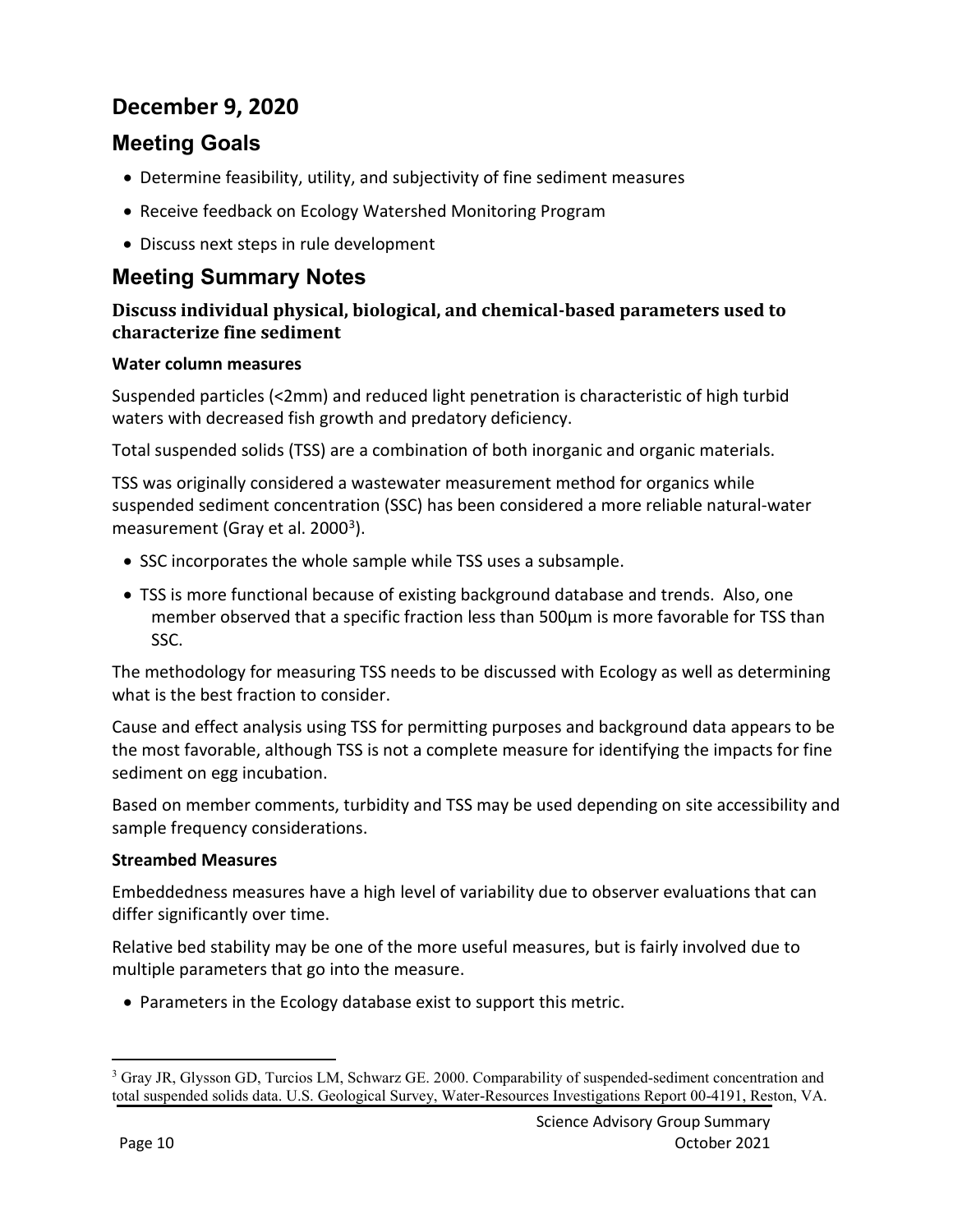## December 9, 2020

## Meeting Goals

- Determine feasibility, utility, and subjectivity of fine sediment measures
- Receive feedback on Ecology Watershed Monitoring Program
- Discuss next steps in rule development

## Meeting Summary Notes

### Discuss individual physical, biological, and chemical-based parameters used to characterize fine sediment

#### Water column measures

Suspended particles (<2mm) and reduced light penetration is characteristic of high turbid waters with decreased fish growth and predatory deficiency.

Total suspended solids (TSS) are a combination of both inorganic and organic materials.

TSS was originally considered a wastewater measurement method for organics while suspended sediment concentration (SSC) has been considered a more reliable natural-water measurement (Gray et al. 2000[3]).

- SSC incorporates the whole sample while TSS uses a subsample.
- TSS is more functional because of existing background database and trends. Also, one member observed that a specific fraction less than 500µm is more favorable for TSS than SSC.

The methodology for measuring TSS needs to be discussed with Ecology as well as determining what is the best fraction to consider.

Cause and effect analysis using TSS for permitting purposes and background data appears to be the most favorable, although TSS is not a complete measure for identifying the impacts for fine sediment on egg incubation.

Based on member comments, turbidity and TSS may be used depending on site accessibility and sample frequency considerations.

#### Streambed Measures

Embeddedness measures have a high level of variability due to observer evaluations that can differ significantly over time.

Relative bed stability may be one of the more useful measures, but is fairly involved due to multiple parameters that go into the measure.

- Parameters in the Ecology database exist to support this metric.

[3] Gray JR, Glysson GD, Turcios LM, Schwarz GE. 2000. Comparability of suspended-sediment concentration and total suspended solids data. U.S. Geological Survey, Water-Resources Investigations Report 00-4191, Reston, VA.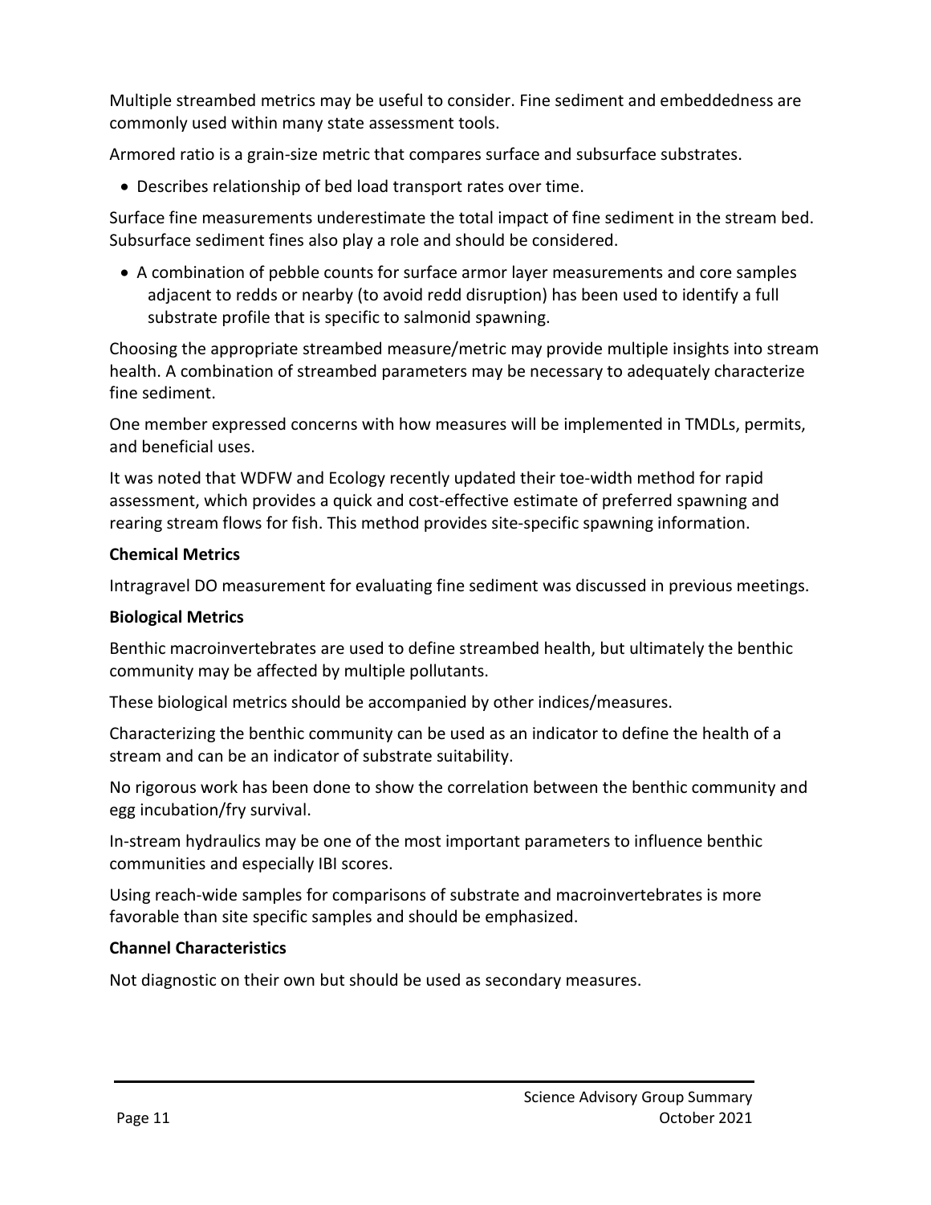Multiple streambed metrics may be useful to consider. Fine sediment and embeddedness are commonly used within many state assessment tools.

Armored ratio is a grain-size metric that compares surface and subsurface substrates.

- Describes relationship of bed load transport rates over time.

Surface fine measurements underestimate the total impact of fine sediment in the stream bed. Subsurface sediment fines also play a role and should be considered.

- A combination of pebble counts for surface armor layer measurements and core samples adjacent to redds or nearby (to avoid redd disruption) has been used to identify a full substrate profile that is specific to salmonid spawning.

Choosing the appropriate streambed measure/metric may provide multiple insights into stream health. A combination of streambed parameters may be necessary to adequately characterize fine sediment.

One member expressed concerns with how measures will be implemented in TMDLs, permits, and beneficial uses.

It was noted that WDFW and Ecology recently updated their toe-width method for rapid assessment, which provides a quick and cost-effective estimate of preferred spawning and rearing stream flows for fish. This method provides site-specific spawning information.

**Chemical Metrics**

Intragravel DO measurement for evaluating fine sediment was discussed in previous meetings.

**Biological Metrics**

Benthic macroinvertebrates are used to define streambed health, but ultimately the benthic community may be affected by multiple pollutants.

These biological metrics should be accompanied by other indices/measures.

Characterizing the benthic community can be used as an indicator to define the health of a stream and can be an indicator of substrate suitability.

No rigorous work has been done to show the correlation between the benthic community and egg incubation/fry survival.

In-stream hydraulics may be one of the most important parameters to influence benthic communities and especially IBI scores.

Using reach-wide samples for comparisons of substrate and macroinvertebrates is more favorable than site specific samples and should be emphasized.

**Channel Characteristics**

Not diagnostic on their own but should be used as secondary measures.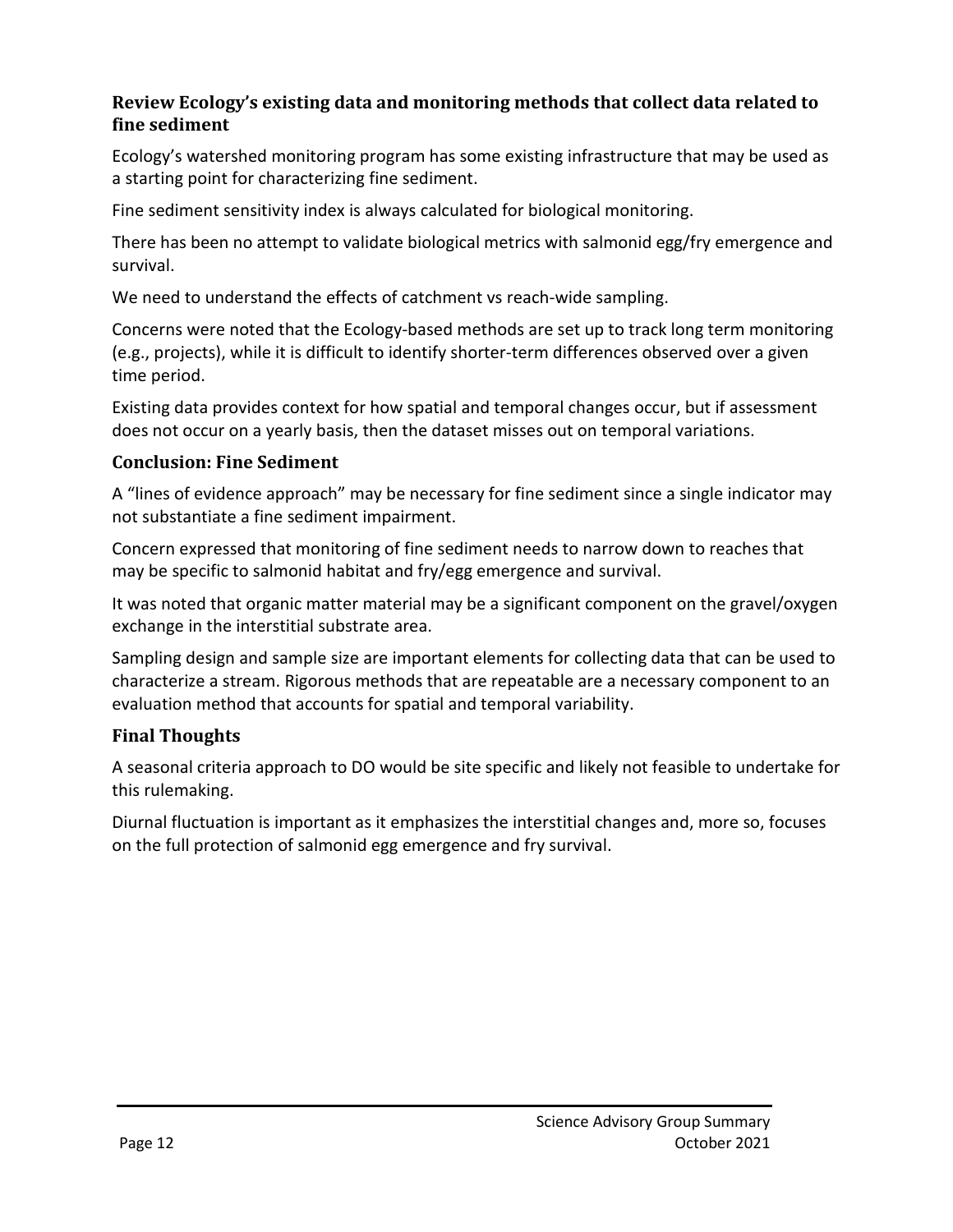### Review Ecology's existing data and monitoring methods that collect data related to fine sediment

Ecology's watershed monitoring program has some existing infrastructure that may be used as a starting point for characterizing fine sediment.

Fine sediment sensitivity index is always calculated for biological monitoring.

There has been no attempt to validate biological metrics with salmonid egg/fry emergence and survival.

We need to understand the effects of catchment vs reach-wide sampling.

Concerns were noted that the Ecology-based methods are set up to track long term monitoring (e.g., projects), while it is difficult to identify shorter-term differences observed over a given time period.

Existing data provides context for how spatial and temporal changes occur, but if assessment does not occur on a yearly basis, then the dataset misses out on temporal variations.

### Conclusion: Fine Sediment

A "lines of evidence approach" may be necessary for fine sediment since a single indicator may not substantiate a fine sediment impairment.

Concern expressed that monitoring of fine sediment needs to narrow down to reaches that may be specific to salmonid habitat and fry/egg emergence and survival.

It was noted that organic matter material may be a significant component on the gravel/oxygen exchange in the interstitial substrate area.

Sampling design and sample size are important elements for collecting data that can be used to characterize a stream. Rigorous methods that are repeatable are a necessary component to an evaluation method that accounts for spatial and temporal variability.

### Final Thoughts

A seasonal criteria approach to DO would be site specific and likely not feasible to undertake for this rulemaking.

Diurnal fluctuation is important as it emphasizes the interstitial changes and, more so, focuses on the full protection of salmonid egg emergence and fry survival.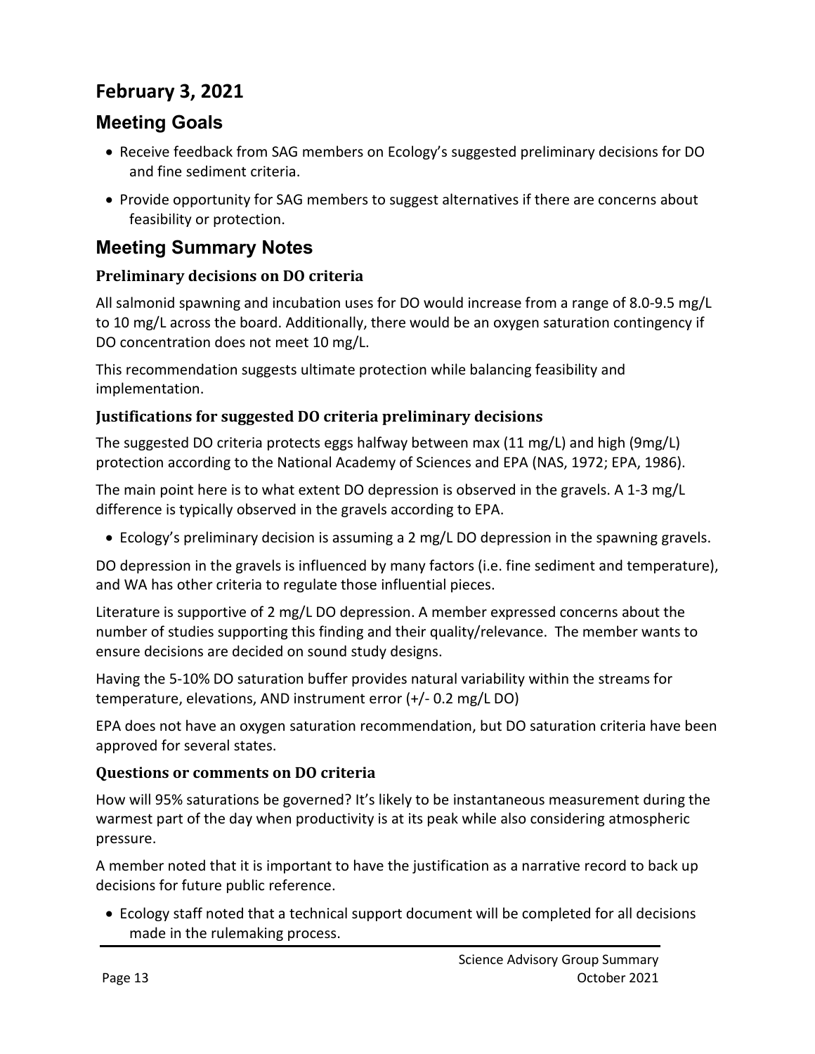## February 3, 2021

## Meeting Goals

- Receive feedback from SAG members on Ecology's suggested preliminary decisions for DO and fine sediment criteria.
- Provide opportunity for SAG members to suggest alternatives if there are concerns about feasibility or protection.

## Meeting Summary Notes

### Preliminary decisions on DO criteria

All salmonid spawning and incubation uses for DO would increase from a range of 8.0-9.5 mg/L to 10 mg/L across the board. Additionally, there would be an oxygen saturation contingency if DO concentration does not meet 10 mg/L.

This recommendation suggests ultimate protection while balancing feasibility and implementation.

### Justifications for suggested DO criteria preliminary decisions

The suggested DO criteria protects eggs halfway between max (11 mg/L) and high (9mg/L) protection according to the National Academy of Sciences and EPA (NAS, 1972; EPA, 1986).

The main point here is to what extent DO depression is observed in the gravels. A 1-3 mg/L difference is typically observed in the gravels according to EPA.

- Ecology's preliminary decision is assuming a 2 mg/L DO depression in the spawning gravels.

DO depression in the gravels is influenced by many factors (i.e. fine sediment and temperature), and WA has other criteria to regulate those influential pieces.

Literature is supportive of 2 mg/L DO depression. A member expressed concerns about the number of studies supporting this finding and their quality/relevance. The member wants to ensure decisions are decided on sound study designs.

Having the 5-10% DO saturation buffer provides natural variability within the streams for temperature, elevations, AND instrument error (+/- 0.2 mg/L DO)

EPA does not have an oxygen saturation recommendation, but DO saturation criteria have been approved for several states.

### Questions or comments on DO criteria

How will 95% saturations be governed? It's likely to be instantaneous measurement during the warmest part of the day when productivity is at its peak while also considering atmospheric pressure.

A member noted that it is important to have the justification as a narrative record to back up decisions for future public reference.

- Ecology staff noted that a technical support document will be completed for all decisions made in the rulemaking process.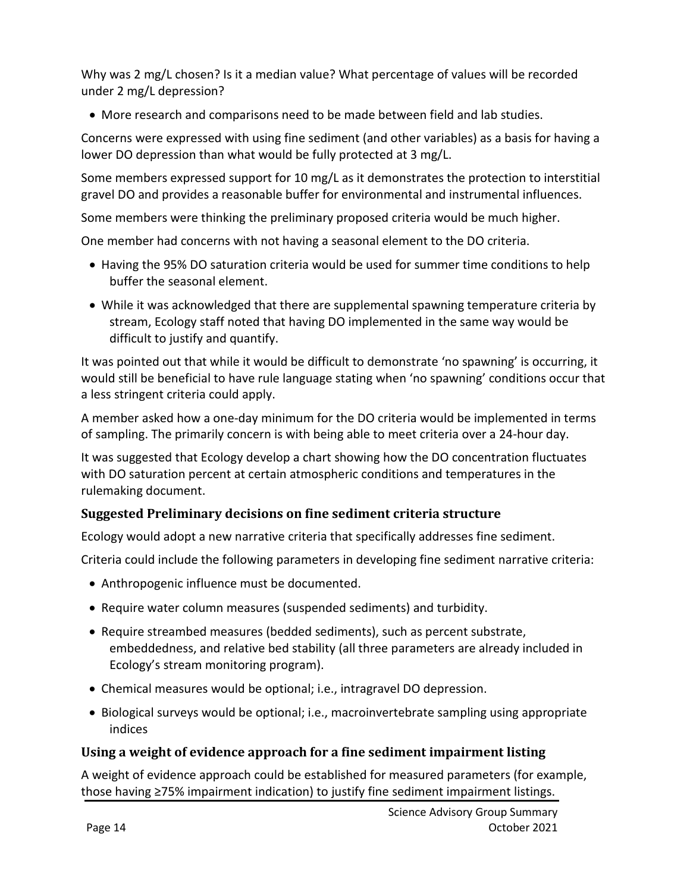Why was 2 mg/L chosen? Is it a median value? What percentage of values will be recorded under 2 mg/L depression?

- More research and comparisons need to be made between field and lab studies.

Concerns were expressed with using fine sediment (and other variables) as a basis for having a lower DO depression than what would be fully protected at 3 mg/L.

Some members expressed support for 10 mg/L as it demonstrates the protection to interstitial gravel DO and provides a reasonable buffer for environmental and instrumental influences.

Some members were thinking the preliminary proposed criteria would be much higher.

One member had concerns with not having a seasonal element to the DO criteria.

- Having the 95% DO saturation criteria would be used for summer time conditions to help buffer the seasonal element.
- While it was acknowledged that there are supplemental spawning temperature criteria by stream, Ecology staff noted that having DO implemented in the same way would be difficult to justify and quantify.

It was pointed out that while it would be difficult to demonstrate 'no spawning' is occurring, it would still be beneficial to have rule language stating when 'no spawning' conditions occur that a less stringent criteria could apply.

A member asked how a one-day minimum for the DO criteria would be implemented in terms of sampling. The primarily concern is with being able to meet criteria over a 24-hour day.

It was suggested that Ecology develop a chart showing how the DO concentration fluctuates with DO saturation percent at certain atmospheric conditions and temperatures in the rulemaking document.

### Suggested Preliminary decisions on fine sediment criteria structure

Ecology would adopt a new narrative criteria that specifically addresses fine sediment.

Criteria could include the following parameters in developing fine sediment narrative criteria:

- Anthropogenic influence must be documented.
- Require water column measures (suspended sediments) and turbidity.
- Require streambed measures (bedded sediments), such as percent substrate, embeddedness, and relative bed stability (all three parameters are already included in Ecology's stream monitoring program).
- Chemical measures would be optional; i.e., intragravel DO depression.
- Biological surveys would be optional; i.e., macroinvertebrate sampling using appropriate indices

### Using a weight of evidence approach for a fine sediment impairment listing

A weight of evidence approach could be established for measured parameters (for example, those having ≥75% impairment indication) to justify fine sediment impairment listings.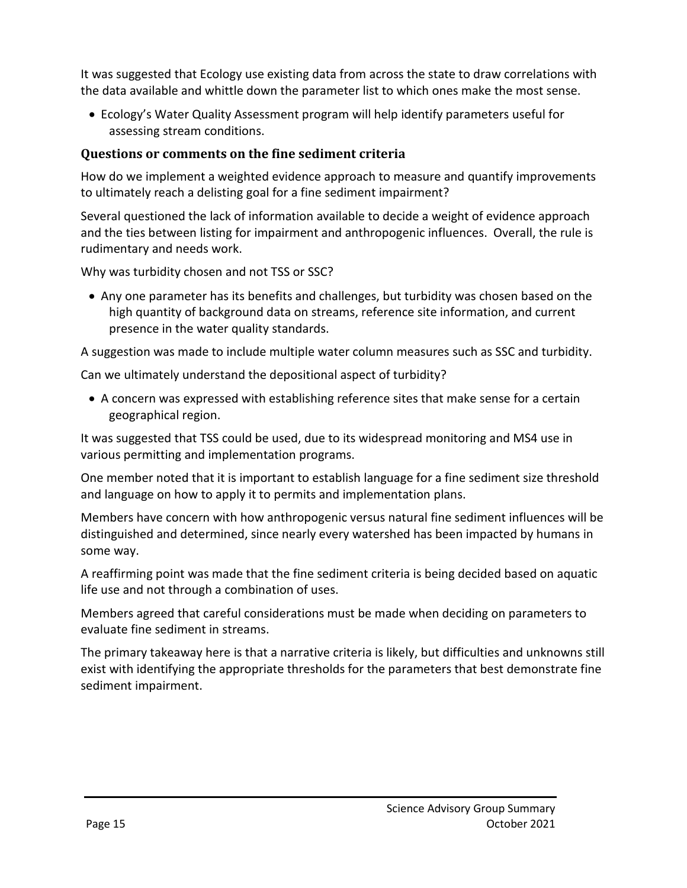It was suggested that Ecology use existing data from across the state to draw correlations with the data available and whittle down the parameter list to which ones make the most sense.

- Ecology's Water Quality Assessment program will help identify parameters useful for assessing stream conditions.

### Questions or comments on the fine sediment criteria

How do we implement a weighted evidence approach to measure and quantify improvements to ultimately reach a delisting goal for a fine sediment impairment?

Several questioned the lack of information available to decide a weight of evidence approach and the ties between listing for impairment and anthropogenic influences. Overall, the rule is rudimentary and needs work.

Why was turbidity chosen and not TSS or SSC?

- Any one parameter has its benefits and challenges, but turbidity was chosen based on the high quantity of background data on streams, reference site information, and current presence in the water quality standards.

A suggestion was made to include multiple water column measures such as SSC and turbidity.

Can we ultimately understand the depositional aspect of turbidity?

- A concern was expressed with establishing reference sites that make sense for a certain geographical region.

It was suggested that TSS could be used, due to its widespread monitoring and MS4 use in various permitting and implementation programs.

One member noted that it is important to establish language for a fine sediment size threshold and language on how to apply it to permits and implementation plans.

Members have concern with how anthropogenic versus natural fine sediment influences will be distinguished and determined, since nearly every watershed has been impacted by humans in some way.

A reaffirming point was made that the fine sediment criteria is being decided based on aquatic life use and not through a combination of uses.

Members agreed that careful considerations must be made when deciding on parameters to evaluate fine sediment in streams.

The primary takeaway here is that a narrative criteria is likely, but difficulties and unknowns still exist with identifying the appropriate thresholds for the parameters that best demonstrate fine sediment impairment.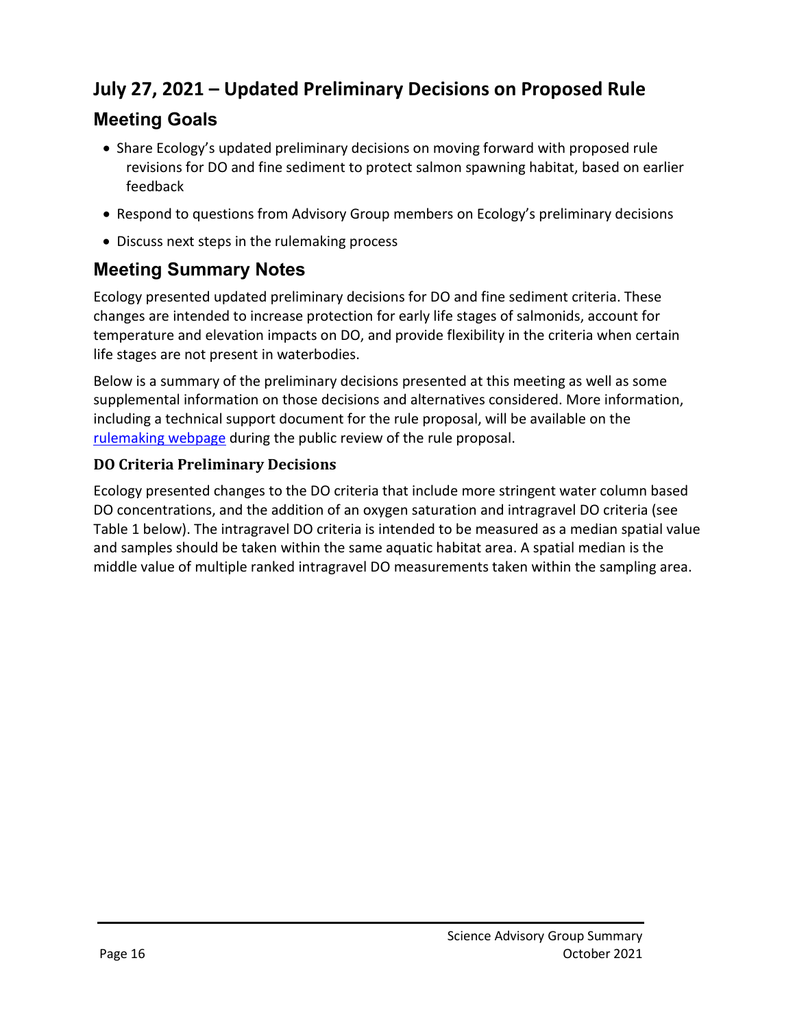# July 27, 2021 – Updated Preliminary Decisions on Proposed Rule

## Meeting Goals

- Share Ecology's updated preliminary decisions on moving forward with proposed rule revisions for DO and fine sediment to protect salmon spawning habitat, based on earlier feedback
- Respond to questions from Advisory Group members on Ecology's preliminary decisions
- Discuss next steps in the rulemaking process

## Meeting Summary Notes

Ecology presented updated preliminary decisions for DO and fine sediment criteria. These changes are intended to increase protection for early life stages of salmonids, account for temperature and elevation impacts on DO, and provide flexibility in the criteria when certain life stages are not present in waterbodies.

Below is a summary of the preliminary decisions presented at this meeting as well as some supplemental information on those decisions and alternatives considered. More information, including a technical support document for the rule proposal, will be available on the [rulemaking webpage](rulemaking webpage) during the public review of the rule proposal.

### DO Criteria Preliminary Decisions

Ecology presented changes to the DO criteria that include more stringent water column based DO concentrations, and the addition of an oxygen saturation and intragravel DO criteria (see Table 1 below). The intragravel DO criteria is intended to be measured as a median spatial value and samples should be taken within the same aquatic habitat area. A spatial median is the middle value of multiple ranked intragravel DO measurements taken within the sampling area.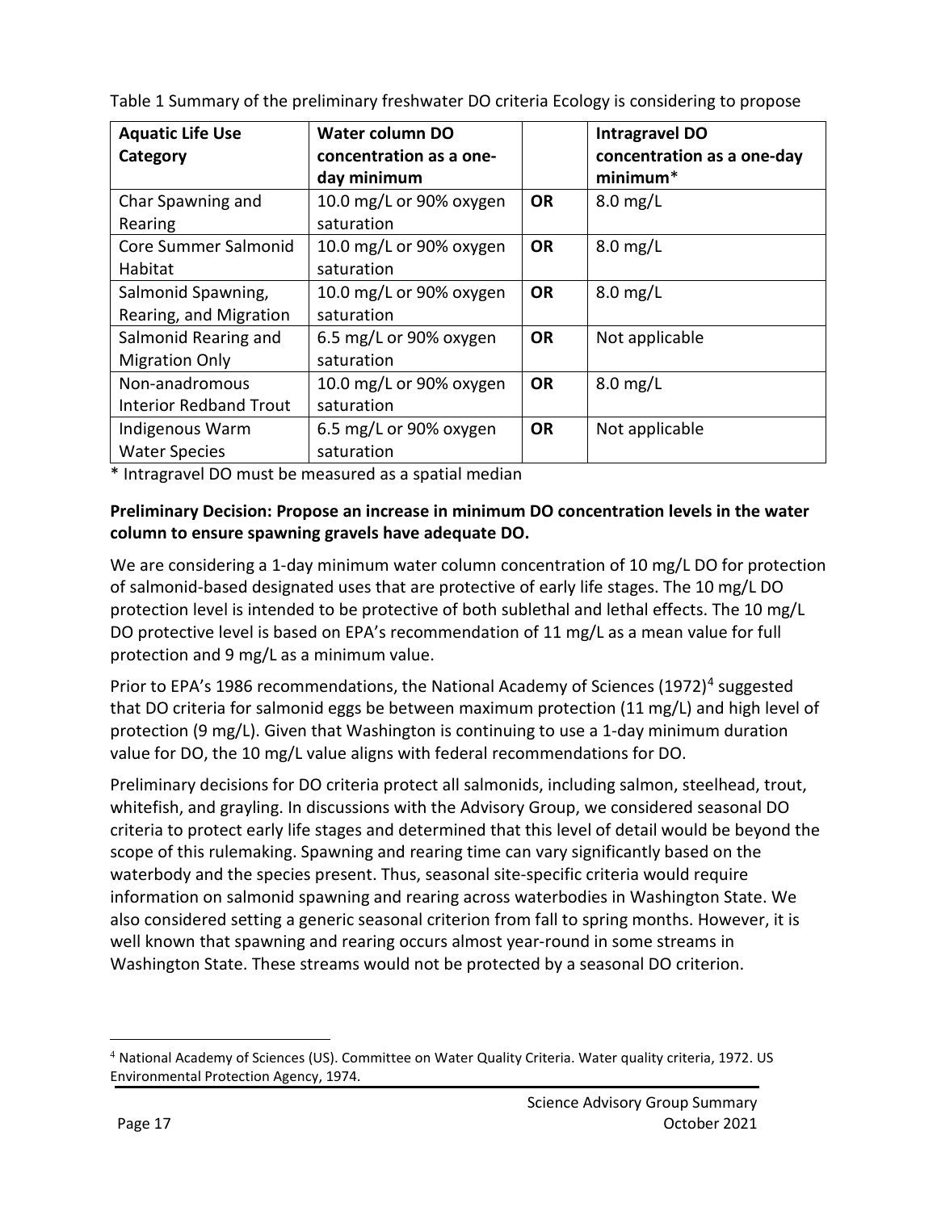Table 1 Summary of the preliminary freshwater DO criteria Ecology is considering to propose

| Aquatic Life Use Category | Water column DO concentration as a one-day minimum | | Intragravel DO concentration as a one-day minimum* |
|---|---|---|---|
| Char Spawning and Rearing | 10.0 mg/L or 90% oxygen saturation | **OR** | 8.0 mg/L |
| Core Summer Salmonid Habitat | 10.0 mg/L or 90% oxygen saturation | **OR** | 8.0 mg/L |
| Salmonid Spawning, Rearing, and Migration | 10.0 mg/L or 90% oxygen saturation | **OR** | 8.0 mg/L |
| Salmonid Rearing and Migration Only | 6.5 mg/L or 90% oxygen saturation | **OR** | Not applicable |
| Non-anadromous Interior Redband Trout | 10.0 mg/L or 90% oxygen saturation | **OR** | 8.0 mg/L |
| Indigenous Warm Water Species | 6.5 mg/L or 90% oxygen saturation | **OR** | Not applicable |

* Intragravel DO must be measured as a spatial median

**Preliminary Decision: Propose an increase in minimum DO concentration levels in the water column to ensure spawning gravels have adequate DO.**

We are considering a 1-day minimum water column concentration of 10 mg/L DO for protection of salmonid-based designated uses that are protective of early life stages. The 10 mg/L DO protection level is intended to be protective of both sublethal and lethal effects. The 10 mg/L DO protective level is based on EPA's recommendation of 11 mg/L as a mean value for full protection and 9 mg/L as a minimum value.

Prior to EPA's 1986 recommendations, the National Academy of Sciences (1972)[4] suggested that DO criteria for salmonid eggs be between maximum protection (11 mg/L) and high level of protection (9 mg/L). Given that Washington is continuing to use a 1-day minimum duration value for DO, the 10 mg/L value aligns with federal recommendations for DO.

Preliminary decisions for DO criteria protect all salmonids, including salmon, steelhead, trout, whitefish, and grayling. In discussions with the Advisory Group, we considered seasonal DO criteria to protect early life stages and determined that this level of detail would be beyond the scope of this rulemaking. Spawning and rearing time can vary significantly based on the waterbody and the species present. Thus, seasonal site-specific criteria would require information on salmonid spawning and rearing across waterbodies in Washington State. We also considered setting a generic seasonal criterion from fall to spring months. However, it is well known that spawning and rearing occurs almost year-round in some streams in Washington State. These streams would not be protected by a seasonal DO criterion.

[4] National Academy of Sciences (US). Committee on Water Quality Criteria. Water quality criteria, 1972. US Environmental Protection Agency, 1974.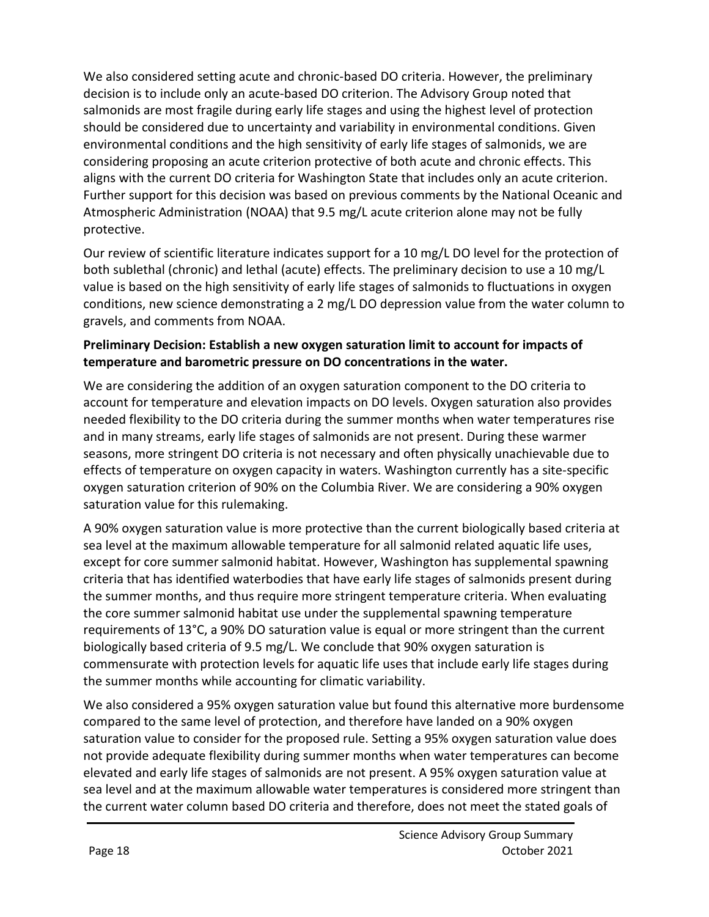We also considered setting acute and chronic-based DO criteria. However, the preliminary decision is to include only an acute-based DO criterion. The Advisory Group noted that salmonids are most fragile during early life stages and using the highest level of protection should be considered due to uncertainty and variability in environmental conditions. Given environmental conditions and the high sensitivity of early life stages of salmonids, we are considering proposing an acute criterion protective of both acute and chronic effects. This aligns with the current DO criteria for Washington State that includes only an acute criterion. Further support for this decision was based on previous comments by the National Oceanic and Atmospheric Administration (NOAA) that 9.5 mg/L acute criterion alone may not be fully protective.

Our review of scientific literature indicates support for a 10 mg/L DO level for the protection of both sublethal (chronic) and lethal (acute) effects. The preliminary decision to use a 10 mg/L value is based on the high sensitivity of early life stages of salmonids to fluctuations in oxygen conditions, new science demonstrating a 2 mg/L DO depression value from the water column to gravels, and comments from NOAA.

**Preliminary Decision: Establish a new oxygen saturation limit to account for impacts of temperature and barometric pressure on DO concentrations in the water.**

We are considering the addition of an oxygen saturation component to the DO criteria to account for temperature and elevation impacts on DO levels. Oxygen saturation also provides needed flexibility to the DO criteria during the summer months when water temperatures rise and in many streams, early life stages of salmonids are not present. During these warmer seasons, more stringent DO criteria is not necessary and often physically unachievable due to effects of temperature on oxygen capacity in waters. Washington currently has a site-specific oxygen saturation criterion of 90% on the Columbia River. We are considering a 90% oxygen saturation value for this rulemaking.

A 90% oxygen saturation value is more protective than the current biologically based criteria at sea level at the maximum allowable temperature for all salmonid related aquatic life uses, except for core summer salmonid habitat. However, Washington has supplemental spawning criteria that has identified waterbodies that have early life stages of salmonids present during the summer months, and thus require more stringent temperature criteria. When evaluating the core summer salmonid habitat use under the supplemental spawning temperature requirements of 13°C, a 90% DO saturation value is equal or more stringent than the current biologically based criteria of 9.5 mg/L. We conclude that 90% oxygen saturation is commensurate with protection levels for aquatic life uses that include early life stages during the summer months while accounting for climatic variability.

We also considered a 95% oxygen saturation value but found this alternative more burdensome compared to the same level of protection, and therefore have landed on a 90% oxygen saturation value to consider for the proposed rule. Setting a 95% oxygen saturation value does not provide adequate flexibility during summer months when water temperatures can become elevated and early life stages of salmonids are not present. A 95% oxygen saturation value at sea level and at the maximum allowable water temperatures is considered more stringent than the current water column based DO criteria and therefore, does not meet the stated goals of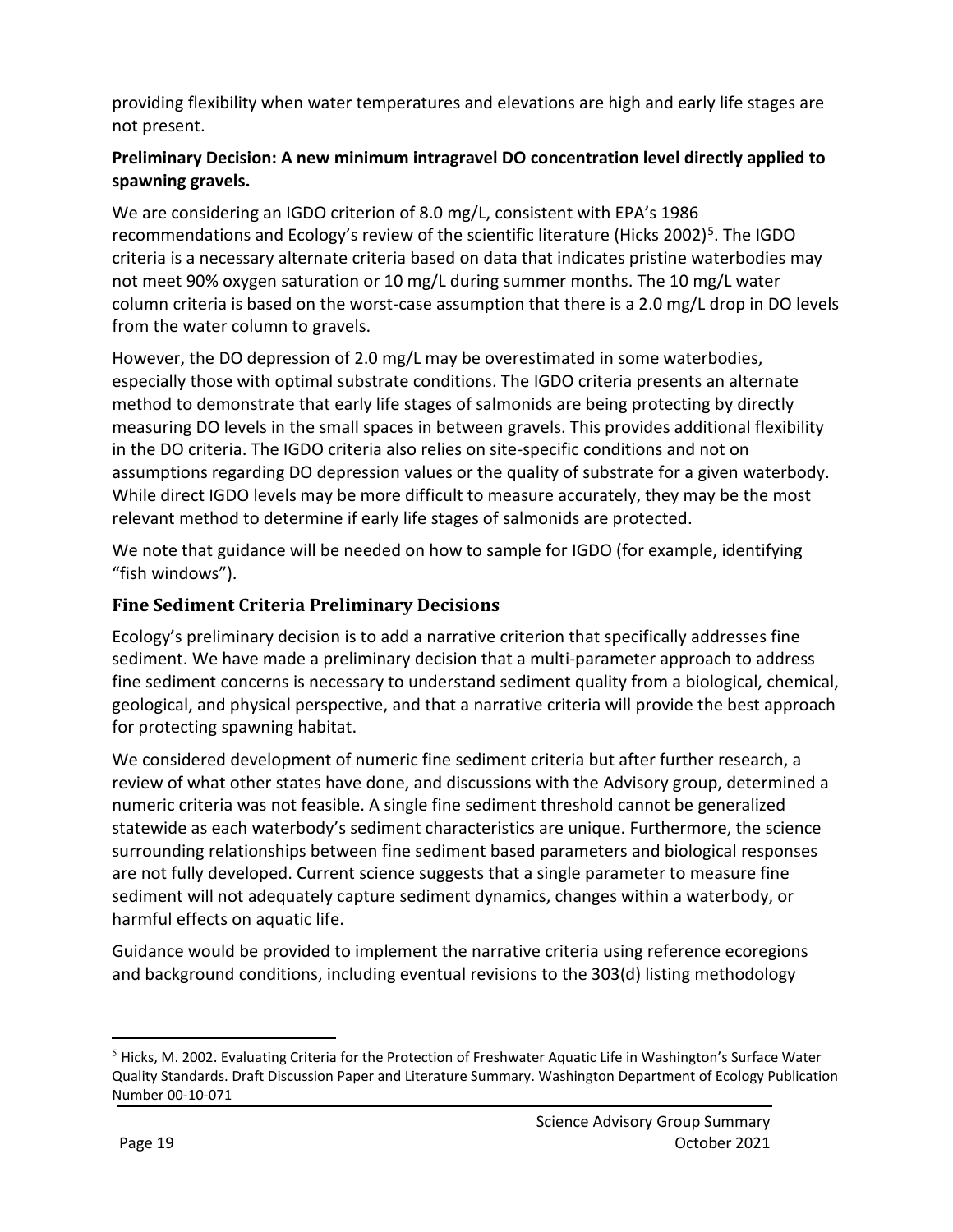providing flexibility when water temperatures and elevations are high and early life stages are not present.

**Preliminary Decision: A new minimum intragravel DO concentration level directly applied to spawning gravels.**

We are considering an IGDO criterion of 8.0 mg/L, consistent with EPA's 1986 recommendations and Ecology's review of the scientific literature (Hicks 2002)[5]. The IGDO criteria is a necessary alternate criteria based on data that indicates pristine waterbodies may not meet 90% oxygen saturation or 10 mg/L during summer months. The 10 mg/L water column criteria is based on the worst-case assumption that there is a 2.0 mg/L drop in DO levels from the water column to gravels.

However, the DO depression of 2.0 mg/L may be overestimated in some waterbodies, especially those with optimal substrate conditions. The IGDO criteria presents an alternate method to demonstrate that early life stages of salmonids are being protecting by directly measuring DO levels in the small spaces in between gravels. This provides additional flexibility in the DO criteria. The IGDO criteria also relies on site-specific conditions and not on assumptions regarding DO depression values or the quality of substrate for a given waterbody. While direct IGDO levels may be more difficult to measure accurately, they may be the most relevant method to determine if early life stages of salmonids are protected.

We note that guidance will be needed on how to sample for IGDO (for example, identifying "fish windows").

## Fine Sediment Criteria Preliminary Decisions

Ecology's preliminary decision is to add a narrative criterion that specifically addresses fine sediment. We have made a preliminary decision that a multi-parameter approach to address fine sediment concerns is necessary to understand sediment quality from a biological, chemical, geological, and physical perspective, and that a narrative criteria will provide the best approach for protecting spawning habitat.

We considered development of numeric fine sediment criteria but after further research, a review of what other states have done, and discussions with the Advisory group, determined a numeric criteria was not feasible. A single fine sediment threshold cannot be generalized statewide as each waterbody's sediment characteristics are unique. Furthermore, the science surrounding relationships between fine sediment based parameters and biological responses are not fully developed. Current science suggests that a single parameter to measure fine sediment will not adequately capture sediment dynamics, changes within a waterbody, or harmful effects on aquatic life.

Guidance would be provided to implement the narrative criteria using reference ecoregions and background conditions, including eventual revisions to the 303(d) listing methodology

[5] Hicks, M. 2002. Evaluating Criteria for the Protection of Freshwater Aquatic Life in Washington's Surface Water Quality Standards. Draft Discussion Paper and Literature Summary. Washington Department of Ecology Publication Number 00-10-071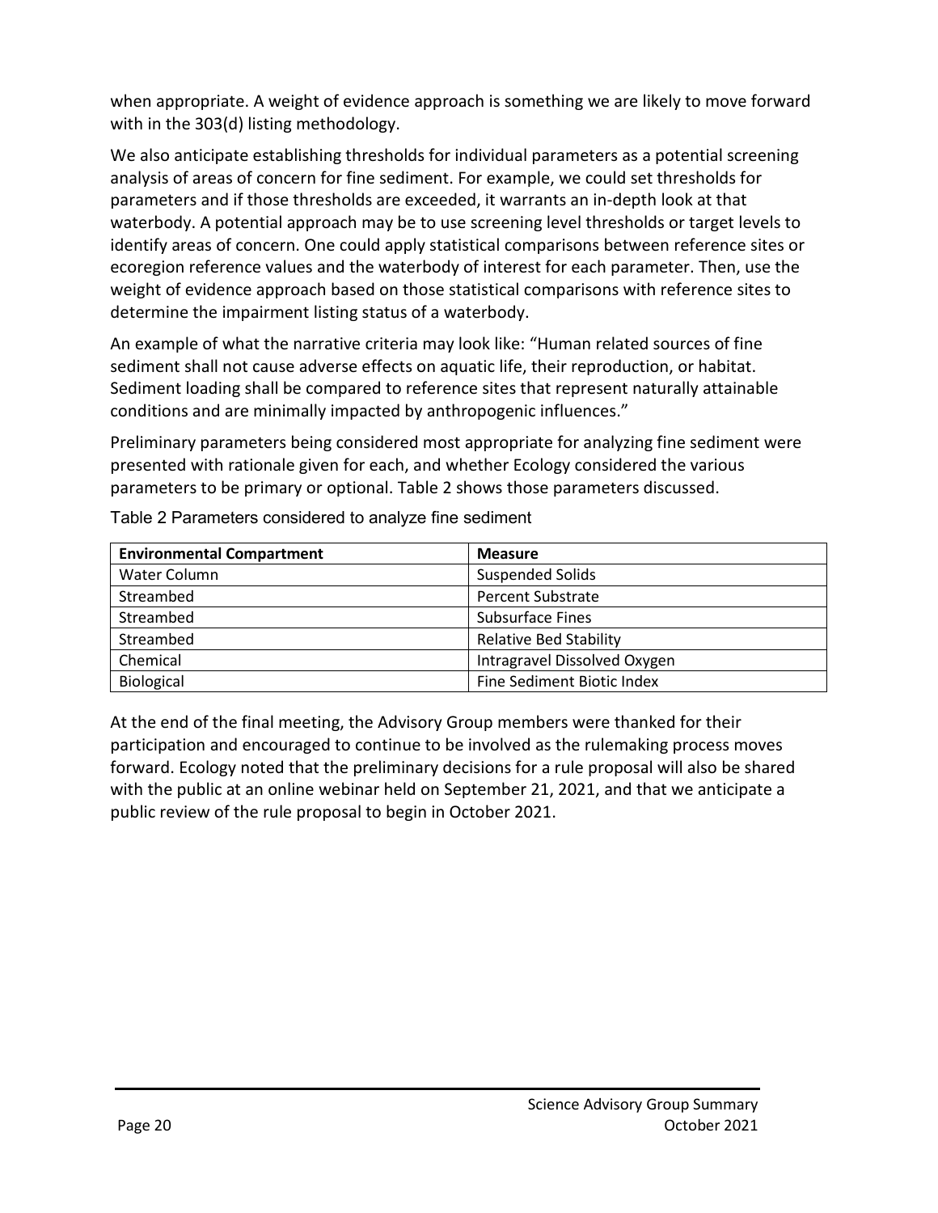when appropriate. A weight of evidence approach is something we are likely to move forward with in the 303(d) listing methodology.

We also anticipate establishing thresholds for individual parameters as a potential screening analysis of areas of concern for fine sediment. For example, we could set thresholds for parameters and if those thresholds are exceeded, it warrants an in-depth look at that waterbody. A potential approach may be to use screening level thresholds or target levels to identify areas of concern. One could apply statistical comparisons between reference sites or ecoregion reference values and the waterbody of interest for each parameter. Then, use the weight of evidence approach based on those statistical comparisons with reference sites to determine the impairment listing status of a waterbody.

An example of what the narrative criteria may look like: "Human related sources of fine sediment shall not cause adverse effects on aquatic life, their reproduction, or habitat. Sediment loading shall be compared to reference sites that represent naturally attainable conditions and are minimally impacted by anthropogenic influences."

Preliminary parameters being considered most appropriate for analyzing fine sediment were presented with rationale given for each, and whether Ecology considered the various parameters to be primary or optional. Table 2 shows those parameters discussed.

Table 2 Parameters considered to analyze fine sediment

| Environmental Compartment | Measure |
|---|---|
| Water Column | Suspended Solids |
| Streambed | Percent Substrate |
| Streambed | Subsurface Fines |
| Streambed | Relative Bed Stability |
| Chemical | Intragravel Dissolved Oxygen |
| Biological | Fine Sediment Biotic Index |

At the end of the final meeting, the Advisory Group members were thanked for their participation and encouraged to continue to be involved as the rulemaking process moves forward. Ecology noted that the preliminary decisions for a rule proposal will also be shared with the public at an online webinar held on September 21, 2021, and that we anticipate a public review of the rule proposal to begin in October 2021.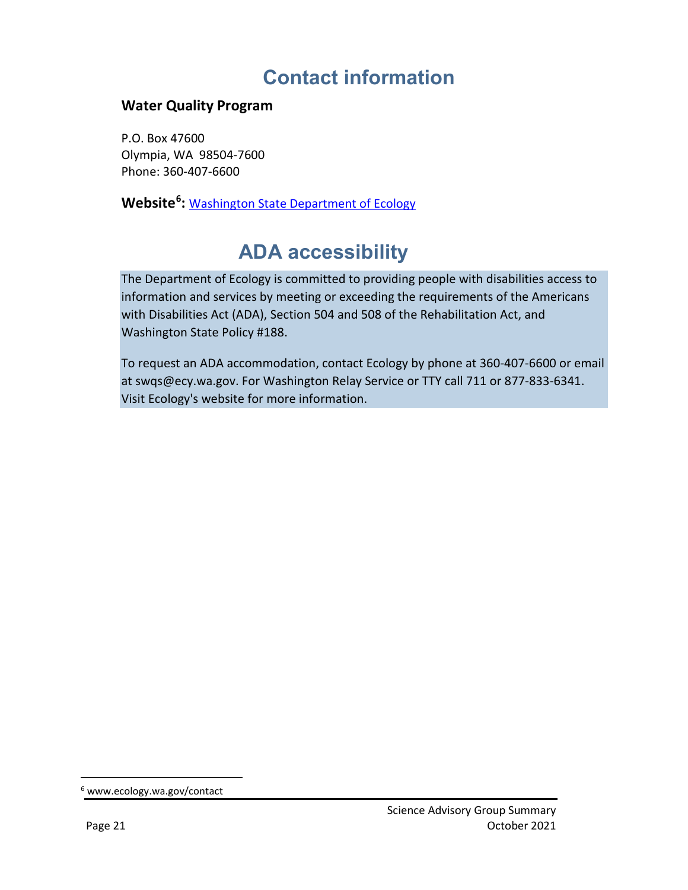# Contact information

**Water Quality Program**

P.O. Box 47600
Olympia, WA 98504-7600
Phone: 360-407-6600

**Website[6]:** Washington State Department of Ecology

# ADA accessibility

The Department of Ecology is committed to providing people with disabilities access to information and services by meeting or exceeding the requirements of the Americans with Disabilities Act (ADA), Section 504 and 508 of the Rehabilitation Act, and Washington State Policy #188.

To request an ADA accommodation, contact Ecology by phone at 360-407-6600 or email at swqs@ecy.wa.gov. For Washington Relay Service or TTY call 711 or 877-833-6341. Visit Ecology's website for more information.

[6] www.ecology.wa.gov/contact